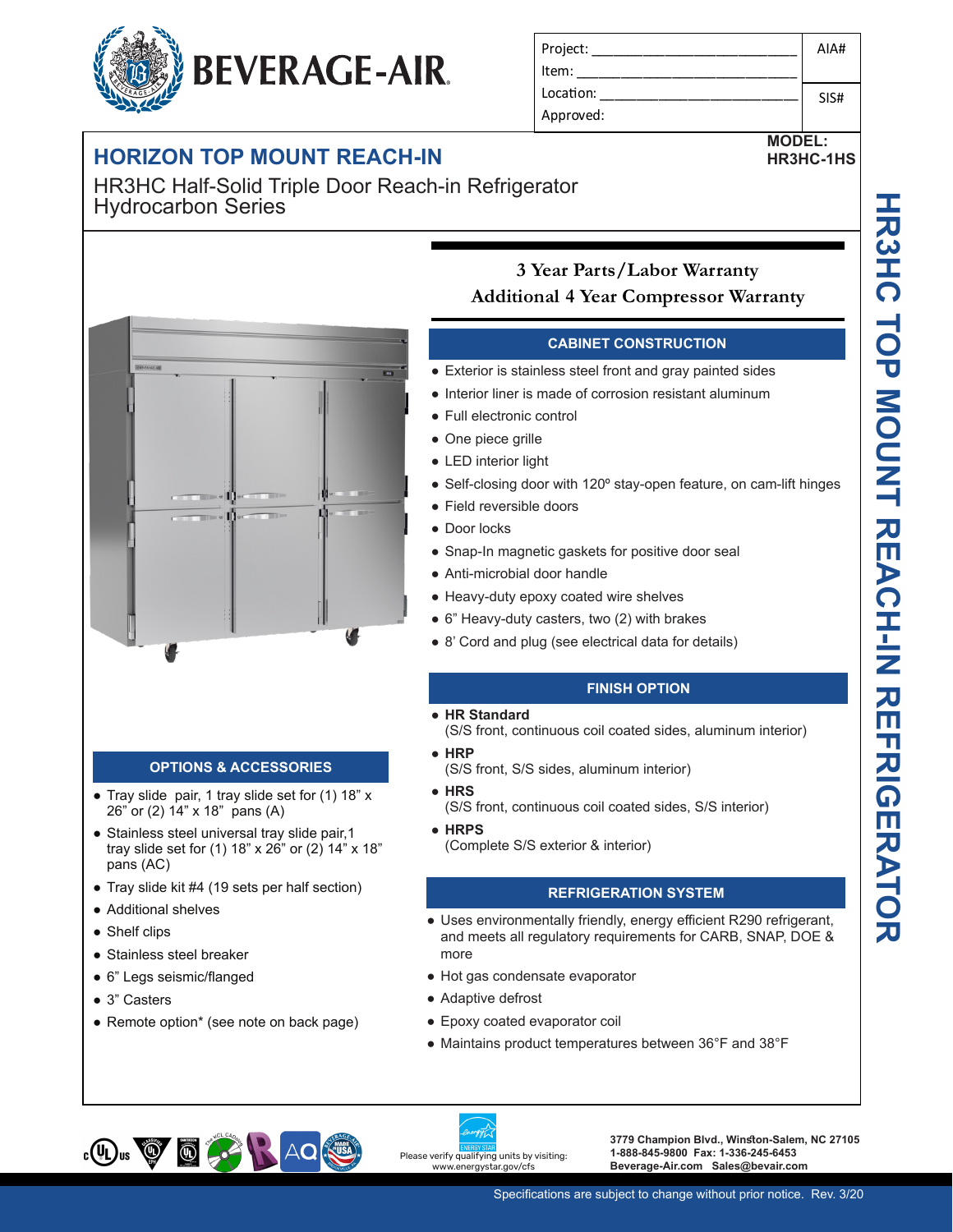BEVERAGE-AIR

| Project: | AIA# |
| --- | --- |
| Item: | |
| Location: | SIS# |
| Approved: | |

**MODEL:**
**HR3HC-1HS**

# HORIZON TOP MOUNT REACH-IN

## HR3HC Half-Solid Triple Door Reach-in Refrigerator Hydrocarbon Series

**3 Year Parts/Labor Warranty**
**Additional 4 Year Compressor Warranty**

### CABINET CONSTRUCTION

- Exterior is stainless steel front and gray painted sides
- Interior liner is made of corrosion resistant aluminum
- Full electronic control
- One piece grille
- LED interior light
- Self-closing door with 120º stay-open feature, on cam-lift hinges
- Field reversible doors
- Door locks
- Snap-In magnetic gaskets for positive door seal
- Anti-microbial door handle
- Heavy-duty epoxy coated wire shelves
- 6" Heavy-duty casters, two (2) with brakes
- 8' Cord and plug (see electrical data for details)

### FINISH OPTION

- **HR Standard** (S/S front, continuous coil coated sides, aluminum interior)
- **HRP** (S/S front, S/S sides, aluminum interior)
- **HRS** (S/S front, continuous coil coated sides, S/S interior)
- **HRPS** (Complete S/S exterior & interior)

### REFRIGERATION SYSTEM

- Uses environmentally friendly, energy efficient R290 refrigerant, and meets all regulatory requirements for CARB, SNAP, DOE & more
- Hot gas condensate evaporator
- Adaptive defrost
- Epoxy coated evaporator coil
- Maintains product temperatures between 36°F and 38°F

### OPTIONS & ACCESSORIES

- Tray slide pair, 1 tray slide set for (1) 18" x 26" or (2) 14" x 18" pans (A)
- Stainless steel universal tray slide pair,1 tray slide set for (1) 18" x 26" or (2) 14" x 18" pans (AC)
- Tray slide kit #4 (19 sets per half section)
- Additional shelves
- Shelf clips
- Stainless steel breaker
- 6" Legs seismic/flanged
- 3" Casters
- Remote option* (see note on back page)

HR3HC TOP MOUNT REACH-IN REFRIGERATOR

Please verify qualifying units by visiting: www.energystar.gov/cfs

3779 Champion Blvd., Winston-Salem, NC 27105
1-888-845-9800 Fax: 1-336-245-6453
Beverage-Air.com Sales@bevair.com

Specifications are subject to change without prior notice. Rev. 3/20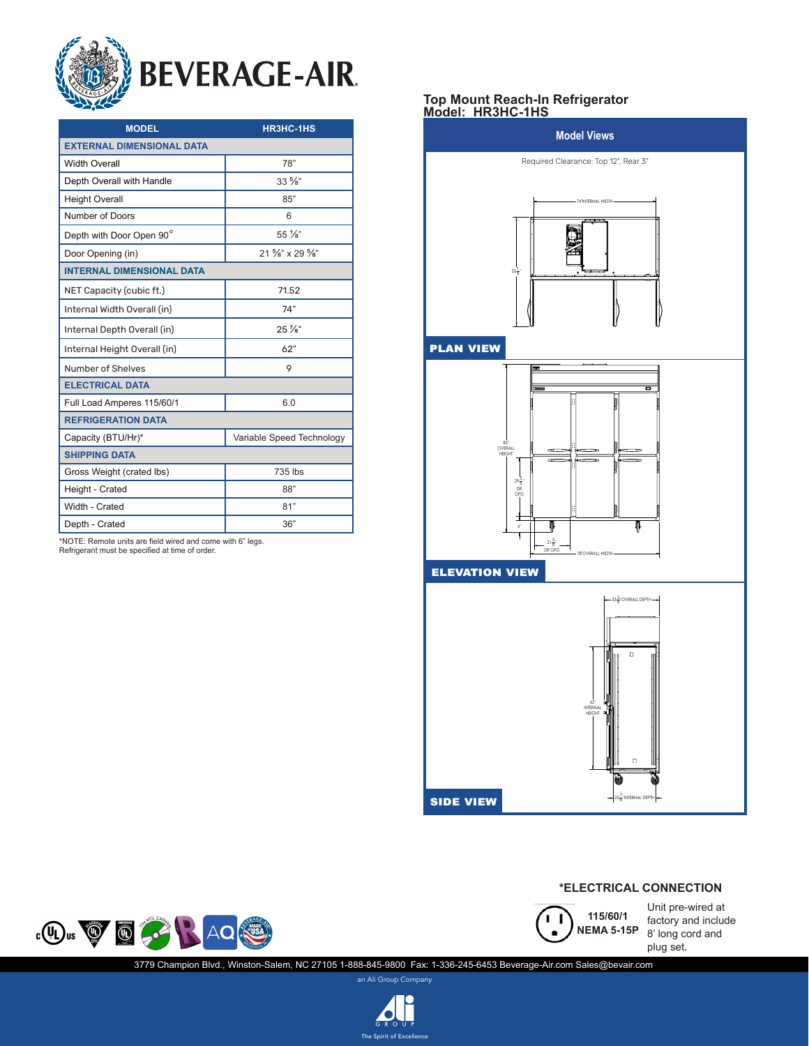# BEVERAGE-AIR

| MODEL | HR3HC-1HS |
|---|---|
| **EXTERNAL DIMENSIONAL DATA** | |
| Width Overall | 78" |
| Depth Overall with Handle | 33 ⅝" |
| Height Overall | 85" |
| Number of Doors | 6 |
| Depth with Door Open 90° | 55 ⅛" |
| Door Opening (in) | 21 ⅝" x 29 ⅝" |
| **INTERNAL DIMENSIONAL DATA** | |
| NET Capacity (cubic ft.) | 71.52 |
| Internal Width Overall (in) | 74" |
| Internal Depth Overall (in) | 25 ⅞" |
| Internal Height Overall (in) | 62" |
| Number of Shelves | 9 |
| **ELECTRICAL DATA** | |
| Full Load Amperes 115/60/1 | 6.0 |
| **REFRIGERATION DATA** | |
| Capacity (BTU/Hr)* | Variable Speed Technology |
| **SHIPPING DATA** | |
| Gross Weight (crated lbs) | 735 lbs |
| Height - Crated | 88" |
| Width - Crated | 81" |
| Depth - Crated | 36" |

*NOTE: Remote units are field wired and come with 6" legs.
Refrigerant must be specified at time of order.

## Top Mount Reach-In Refrigerator
## Model: HR3HC-1HS

### Model Views

Required Clearance: Top 12", Rear 3"

74"INTERNAL WIDTH

55 ⅛"

**PLAN VIEW**

85" OVERALL HEIGHT

29 ⅝" DR OPG

6"

21 ⅝" DR OPG

78"OVERALL WIDTH

**ELEVATION VIEW**

33 ⅝" OVERALL DEPTH

62" INTERNAL HEIGHT

25 ⅞" INTERNAL DEPTH

**SIDE VIEW**

### *ELECTRICAL CONNECTION

115/60/1
NEMA 5-15P

Unit pre-wired at factory and include 8' long cord and plug set.

3779 Champion Blvd., Winston-Salem, NC 27105 1-888-845-9800 Fax: 1-336-245-6453 Beverage-Air.com Sales@bevair.com

an Ali Group Company

The Spirit of Excellence